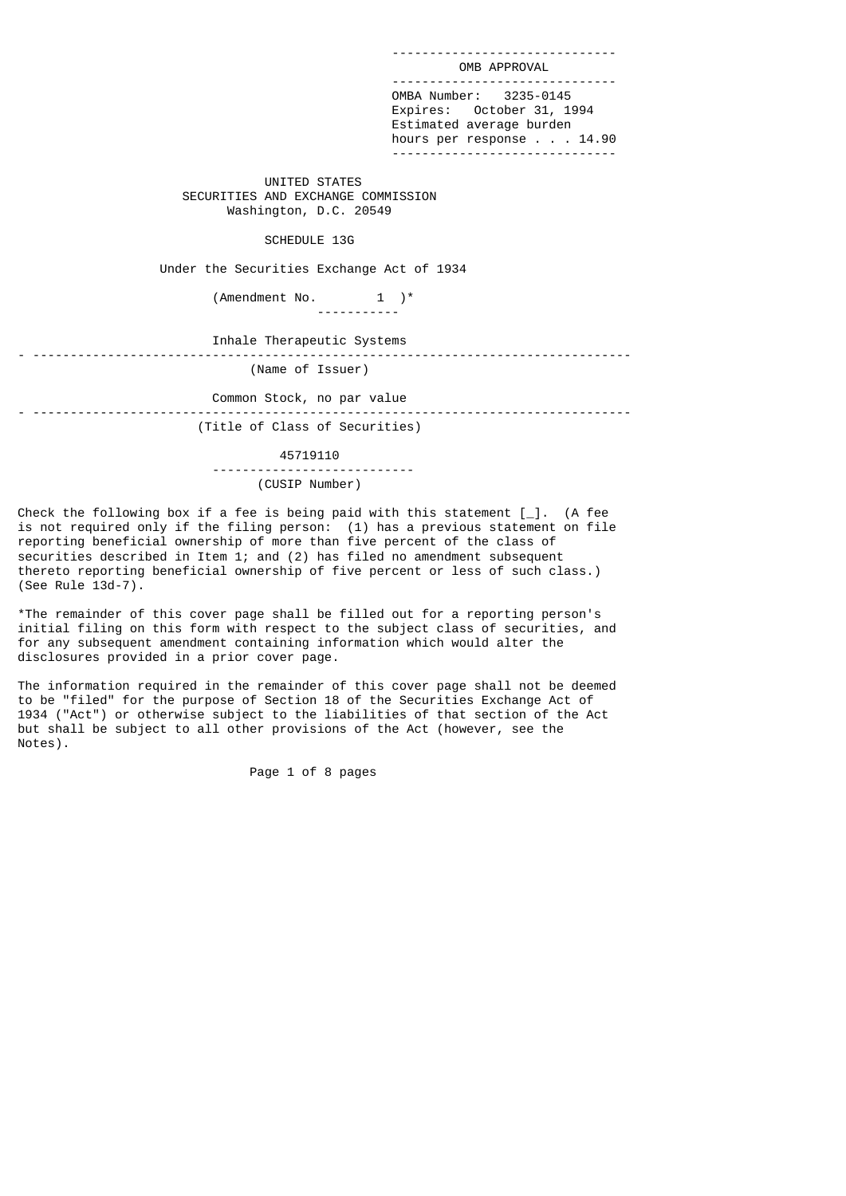OMB APPROVAL

OMBA Number: 3235-0145
Expires: October 31, 1994
Estimated average burden
hours per response . . . 14.90

UNITED STATES
SECURITIES AND EXCHANGE COMMISSION
Washington, D.C. 20549

# SCHEDULE 13G

Under the Securities Exchange Act of 1934

(Amendment No. 1 )*

Inhale Therapeutic Systems

(Name of Issuer)

Common Stock, no par value

(Title of Class of Securities)

45719110

(CUSIP Number)

Check the following box if a fee is being paid with this statement [_]. (A fee is not required only if the filing person: (1) has a previous statement on file reporting beneficial ownership of more than five percent of the class of securities described in Item 1; and (2) has filed no amendment subsequent thereto reporting beneficial ownership of five percent or less of such class.) (See Rule 13d-7).

*The remainder of this cover page shall be filled out for a reporting person's initial filing on this form with respect to the subject class of securities, and for any subsequent amendment containing information which would alter the disclosures provided in a prior cover page.

The information required in the remainder of this cover page shall not be deemed to be "filed" for the purpose of Section 18 of the Securities Exchange Act of 1934 ("Act") or otherwise subject to the liabilities of that section of the Act but shall be subject to all other provisions of the Act (however, see the Notes).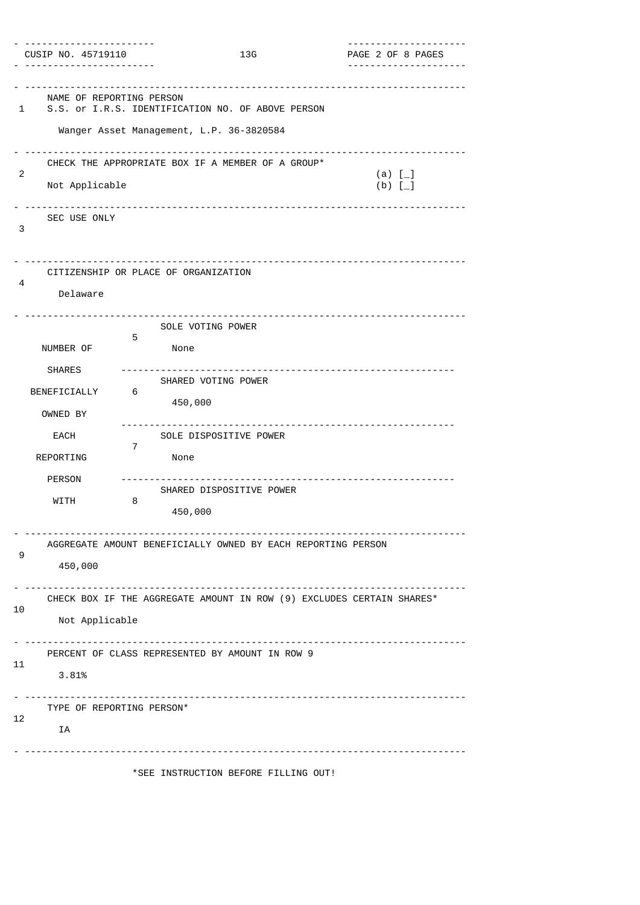| CUSIP NO. 45719110 | 13G | PAGE 2 OF 8 PAGES |
|---|---|---|

| | | |
|---|---|---|
| 1 | NAME OF REPORTING PERSON<br>S.S. or I.R.S. IDENTIFICATION NO. OF ABOVE PERSON<br><br>Wanger Asset Management, L.P. 36-3820584 | |
| 2 | CHECK THE APPROPRIATE BOX IF A MEMBER OF A GROUP*<br><br>Not Applicable | (a) [_]<br>(b) [_] |
| 3 | SEC USE ONLY | |
| 4 | CITIZENSHIP OR PLACE OF ORGANIZATION<br><br>Delaware | |

| NUMBER OF SHARES BENEFICIALLY OWNED BY EACH REPORTING PERSON WITH | | |
|---|---|---|
| | 5 | SOLE VOTING POWER<br><br>None |
| | 6 | SHARED VOTING POWER<br><br>450,000 |
| | 7 | SOLE DISPOSITIVE POWER<br><br>None |
| | 8 | SHARED DISPOSITIVE POWER<br><br>450,000 |

| | |
|---|---|
| 9 | AGGREGATE AMOUNT BENEFICIALLY OWNED BY EACH REPORTING PERSON<br><br>450,000 |
| 10 | CHECK BOX IF THE AGGREGATE AMOUNT IN ROW (9) EXCLUDES CERTAIN SHARES*<br><br>Not Applicable |
| 11 | PERCENT OF CLASS REPRESENTED BY AMOUNT IN ROW 9<br><br>3.81% |
| 12 | TYPE OF REPORTING PERSON*<br><br>IA |

*SEE INSTRUCTION BEFORE FILLING OUT!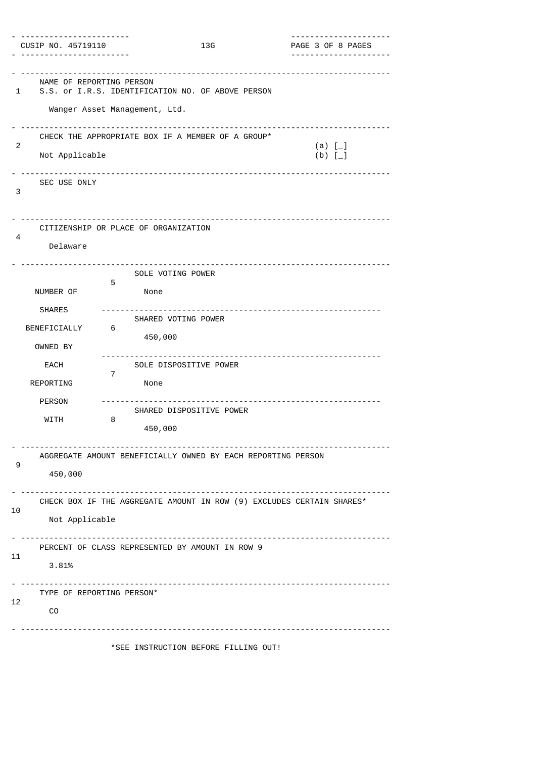CUSIP NO. 45719110 | 13G

| | | |
|---|---|---|
| 1 | NAME OF REPORTING PERSON<br>S.S. or I.R.S. IDENTIFICATION NO. OF ABOVE PERSON<br><br>Wanger Asset Management, Ltd. | |
| 2 | CHECK THE APPROPRIATE BOX IF A MEMBER OF A GROUP*<br><br>Not Applicable | (a) [_]<br>(b) [_] |
| 3 | SEC USE ONLY | |
| 4 | CITIZENSHIP OR PLACE OF ORGANIZATION<br><br>Delaware | |

| NUMBER OF SHARES BENEFICIALLY OWNED BY EACH REPORTING PERSON WITH | | |
|---|---|---|
| | 5 | SOLE VOTING POWER<br><br>None |
| | 6 | SHARED VOTING POWER<br><br>450,000 |
| | 7 | SOLE DISPOSITIVE POWER<br><br>None |
| | 8 | SHARED DISPOSITIVE POWER<br><br>450,000 |

| | |
|---|---|
| 9 | AGGREGATE AMOUNT BENEFICIALLY OWNED BY EACH REPORTING PERSON<br><br>450,000 |
| 10 | CHECK BOX IF THE AGGREGATE AMOUNT IN ROW (9) EXCLUDES CERTAIN SHARES*<br><br>Not Applicable |
| 11 | PERCENT OF CLASS REPRESENTED BY AMOUNT IN ROW 9<br><br>3.81% |
| 12 | TYPE OF REPORTING PERSON*<br><br>CO |

*SEE INSTRUCTION BEFORE FILLING OUT!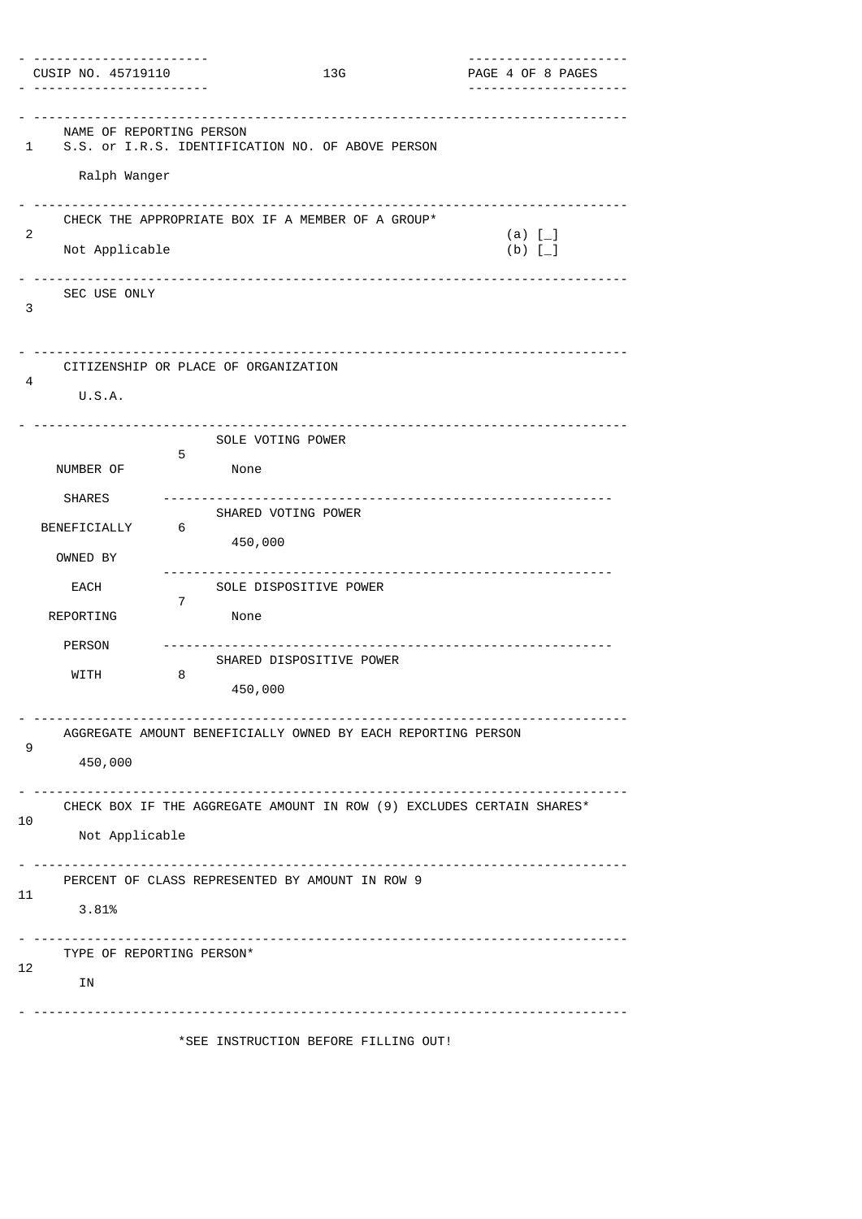CUSIP NO. 45719110 | 13G

| | | |
|---|---|---|
| 1 | NAME OF REPORTING PERSON<br>S.S. or I.R.S. IDENTIFICATION NO. OF ABOVE PERSON<br><br>Ralph Wanger | |
| 2 | CHECK THE APPROPRIATE BOX IF A MEMBER OF A GROUP*<br><br>Not Applicable | (a) [_]<br>(b) [_] |
| 3 | SEC USE ONLY | |
| 4 | CITIZENSHIP OR PLACE OF ORGANIZATION<br><br>U.S.A. | |

| NUMBER OF SHARES BENEFICIALLY OWNED BY EACH REPORTING PERSON WITH | | |
|---|---|---|
| | 5 | SOLE VOTING POWER<br><br>None |
| | 6 | SHARED VOTING POWER<br><br>450,000 |
| | 7 | SOLE DISPOSITIVE POWER<br><br>None |
| | 8 | SHARED DISPOSITIVE POWER<br><br>450,000 |

| | |
|---|---|
| 9 | AGGREGATE AMOUNT BENEFICIALLY OWNED BY EACH REPORTING PERSON<br><br>450,000 |
| 10 | CHECK BOX IF THE AGGREGATE AMOUNT IN ROW (9) EXCLUDES CERTAIN SHARES*<br><br>Not Applicable |
| 11 | PERCENT OF CLASS REPRESENTED BY AMOUNT IN ROW 9<br><br>3.81% |
| 12 | TYPE OF REPORTING PERSON*<br><br>IN |

*SEE INSTRUCTION BEFORE FILLING OUT!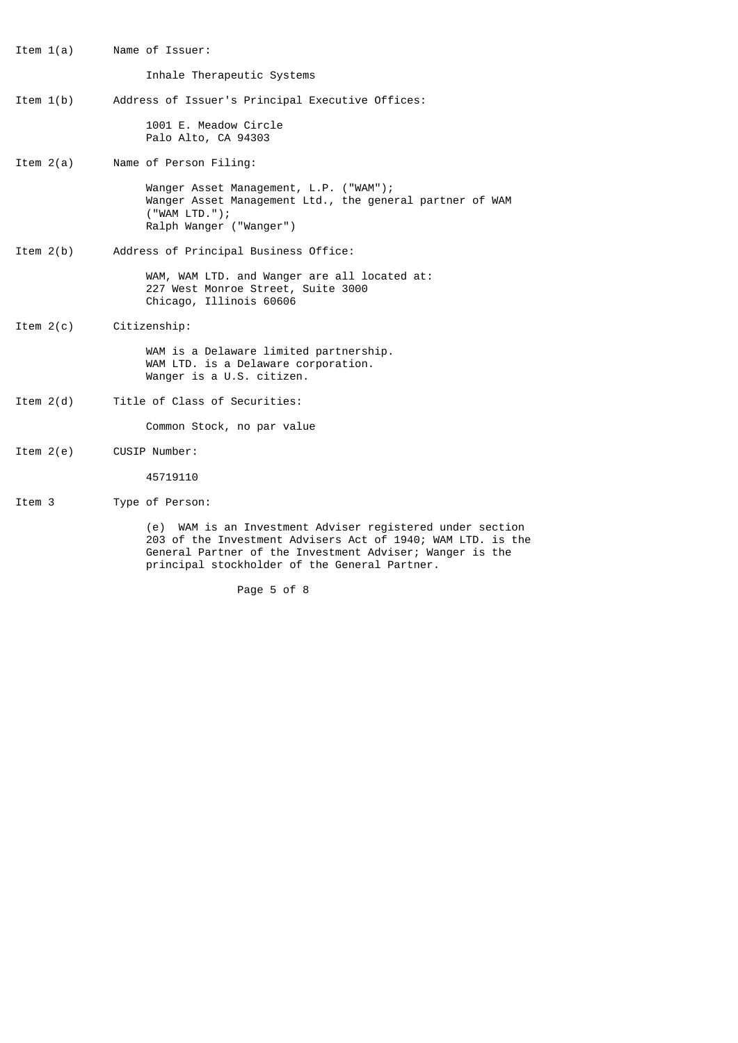Item 1(a) Name of Issuer:

Inhale Therapeutic Systems

Item 1(b) Address of Issuer's Principal Executive Offices:

1001 E. Meadow Circle
Palo Alto, CA 94303

Item 2(a) Name of Person Filing:

Wanger Asset Management, L.P. ("WAM");
Wanger Asset Management Ltd., the general partner of WAM ("WAM LTD.");
Ralph Wanger ("Wanger")

Item 2(b) Address of Principal Business Office:

WAM, WAM LTD. and Wanger are all located at:
227 West Monroe Street, Suite 3000
Chicago, Illinois 60606

Item 2(c) Citizenship:

WAM is a Delaware limited partnership.
WAM LTD. is a Delaware corporation.
Wanger is a U.S. citizen.

Item 2(d) Title of Class of Securities:

Common Stock, no par value

Item 2(e) CUSIP Number:

45719110

Item 3 Type of Person:

(e) WAM is an Investment Adviser registered under section 203 of the Investment Advisers Act of 1940; WAM LTD. is the General Partner of the Investment Adviser; Wanger is the principal stockholder of the General Partner.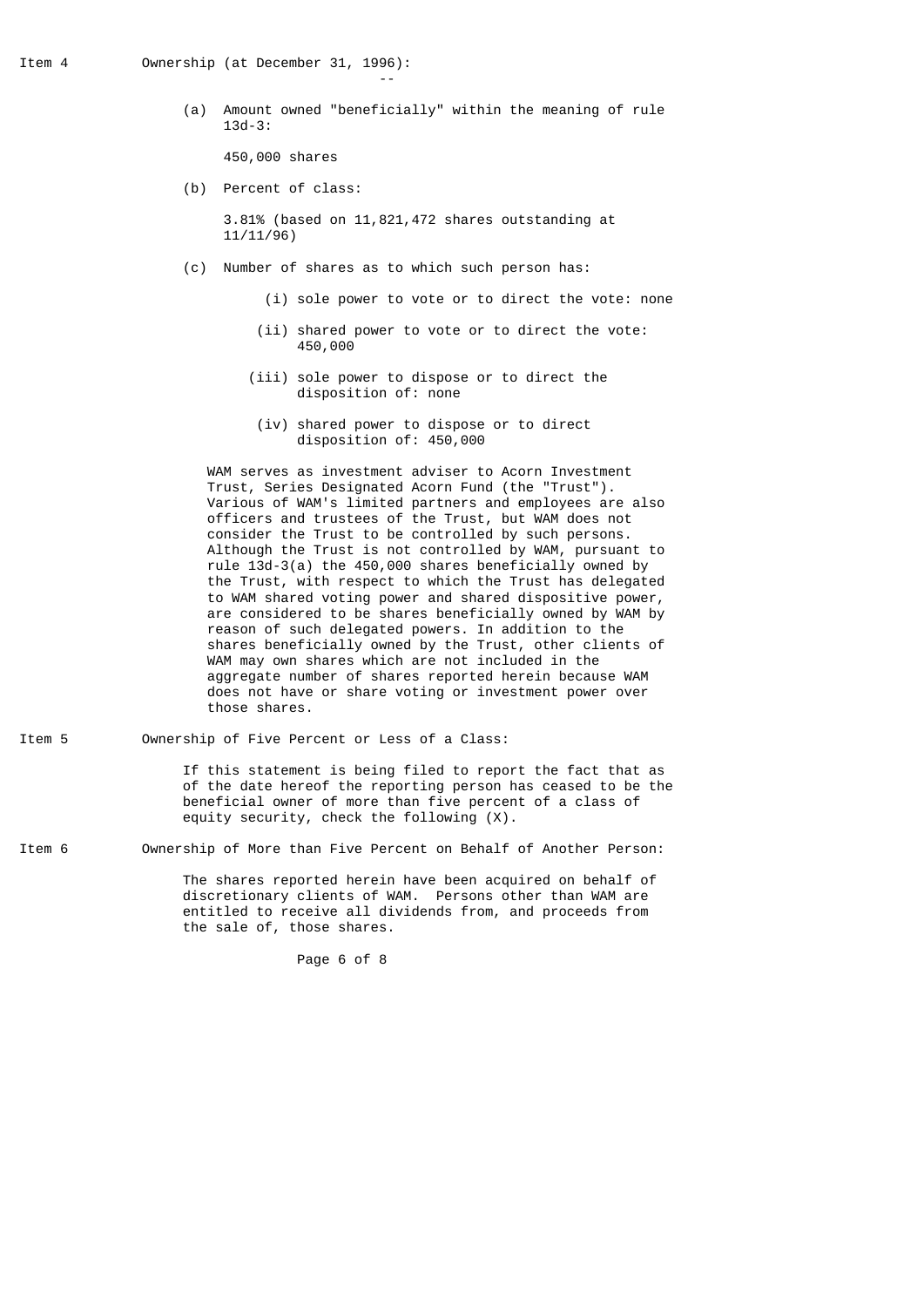Item 4 Ownership (at December 31, 1996):

(a) Amount owned "beneficially" within the meaning of rule 13d-3:

450,000 shares

(b) Percent of class:

3.81% (based on 11,821,472 shares outstanding at 11/11/96)

(c) Number of shares as to which such person has:

(i) sole power to vote or to direct the vote: none

(ii) shared power to vote or to direct the vote: 450,000

(iii) sole power to dispose or to direct the disposition of: none

(iv) shared power to dispose or to direct disposition of: 450,000

WAM serves as investment adviser to Acorn Investment Trust, Series Designated Acorn Fund (the "Trust"). Various of WAM's limited partners and employees are also officers and trustees of the Trust, but WAM does not consider the Trust to be controlled by such persons. Although the Trust is not controlled by WAM, pursuant to rule 13d-3(a) the 450,000 shares beneficially owned by the Trust, with respect to which the Trust has delegated to WAM shared voting power and shared dispositive power, are considered to be shares beneficially owned by WAM by reason of such delegated powers. In addition to the shares beneficially owned by the Trust, other clients of WAM may own shares which are not included in the aggregate number of shares reported herein because WAM does not have or share voting or investment power over those shares.

Item 5 Ownership of Five Percent or Less of a Class:

If this statement is being filed to report the fact that as of the date hereof the reporting person has ceased to be the beneficial owner of more than five percent of a class of equity security, check the following (X).

Item 6 Ownership of More than Five Percent on Behalf of Another Person:

The shares reported herein have been acquired on behalf of discretionary clients of WAM. Persons other than WAM are entitled to receive all dividends from, and proceeds from the sale of, those shares.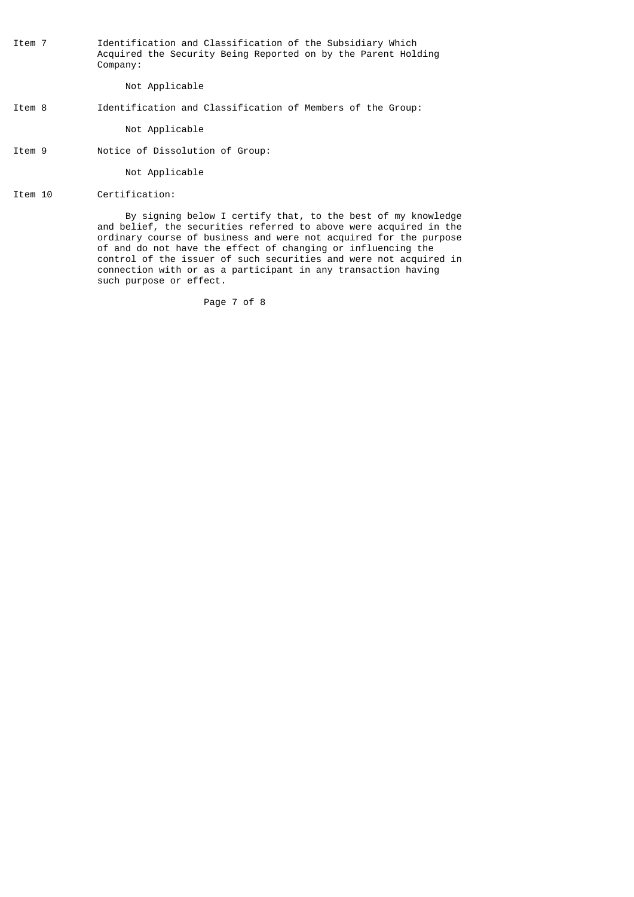Item 7 Identification and Classification of the Subsidiary Which Acquired the Security Being Reported on by the Parent Holding Company:

Not Applicable

Item 8 Identification and Classification of Members of the Group:

Not Applicable

Item 9 Notice of Dissolution of Group:

Not Applicable

Item 10 Certification:

By signing below I certify that, to the best of my knowledge and belief, the securities referred to above were acquired in the ordinary course of business and were not acquired for the purpose of and do not have the effect of changing or influencing the control of the issuer of such securities and were not acquired in connection with or as a participant in any transaction having such purpose or effect.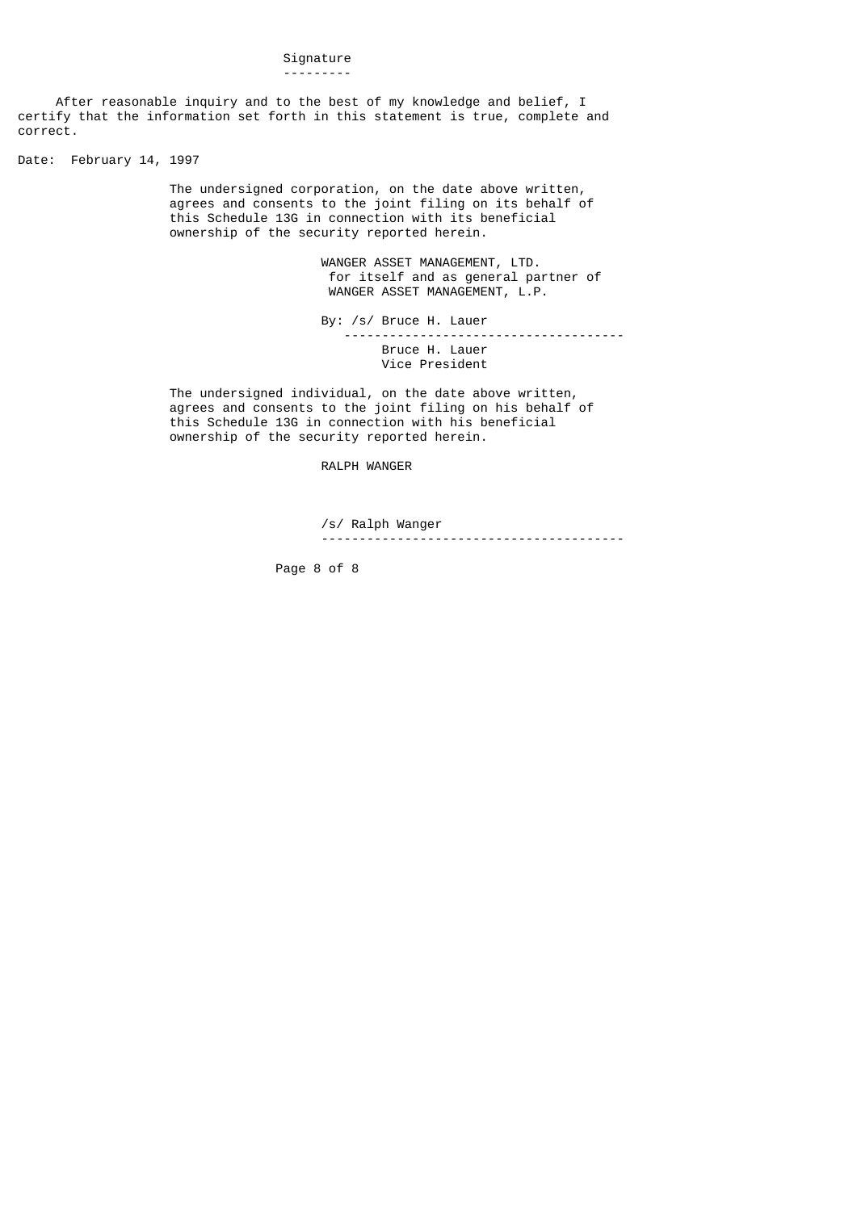## Signature

After reasonable inquiry and to the best of my knowledge and belief, I certify that the information set forth in this statement is true, complete and correct.

Date: February 14, 1997

The undersigned corporation, on the date above written, agrees and consents to the joint filing on its behalf of this Schedule 13G in connection with its beneficial ownership of the security reported herein.

WANGER ASSET MANAGEMENT, LTD.
for itself and as general partner of
WANGER ASSET MANAGEMENT, L.P.

By: /s/ Bruce H. Lauer
Bruce H. Lauer
Vice President

The undersigned individual, on the date above written, agrees and consents to the joint filing on his behalf of this Schedule 13G in connection with his beneficial ownership of the security reported herein.

RALPH WANGER

/s/ Ralph Wanger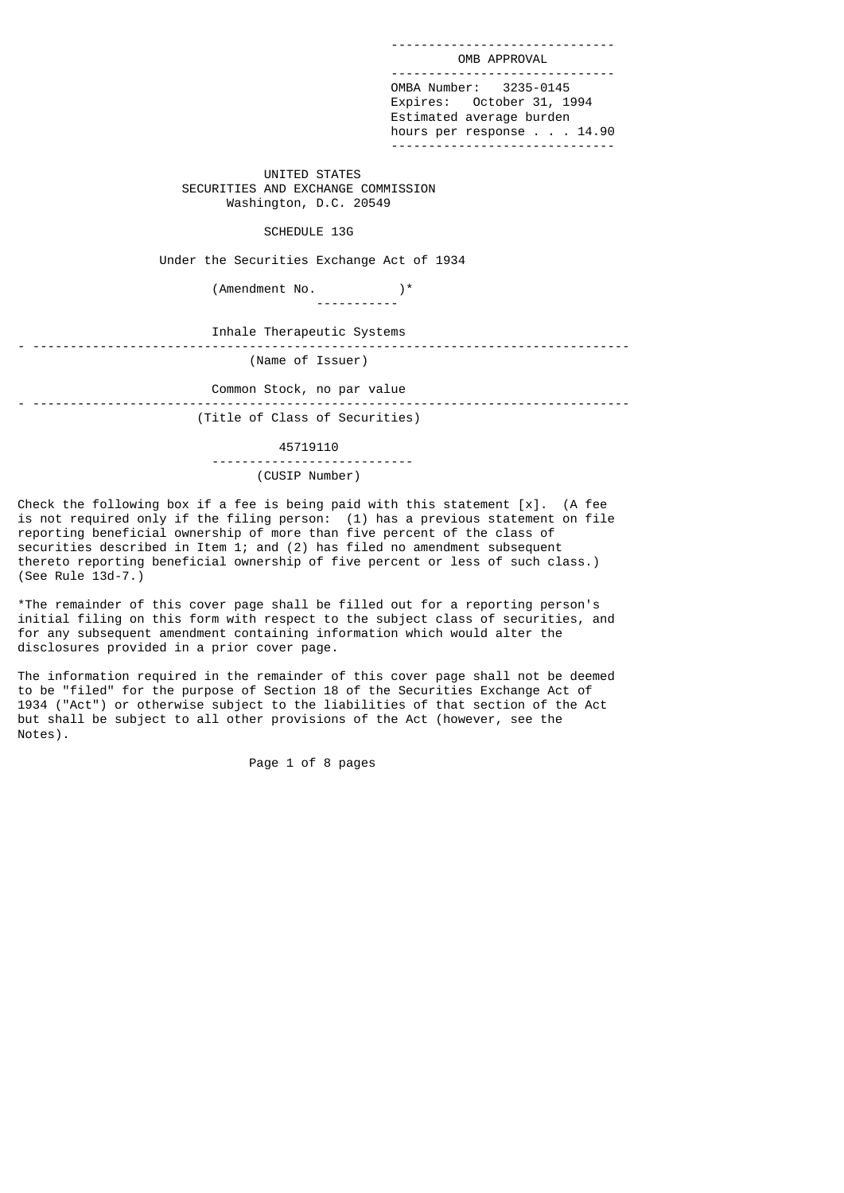OMB APPROVAL

OMBA Number: 3235-0145
Expires: October 31, 1994
Estimated average burden
hours per response . . . 14.90

UNITED STATES
SECURITIES AND EXCHANGE COMMISSION
Washington, D.C. 20549

# SCHEDULE 13G

Under the Securities Exchange Act of 1934

(Amendment No. )*

Inhale Therapeutic Systems

(Name of Issuer)

Common Stock, no par value

(Title of Class of Securities)

45719110

(CUSIP Number)

Check the following box if a fee is being paid with this statement [x]. (A fee is not required only if the filing person: (1) has a previous statement on file reporting beneficial ownership of more than five percent of the class of securities described in Item 1; and (2) has filed no amendment subsequent thereto reporting beneficial ownership of five percent or less of such class.) (See Rule 13d-7.)

*The remainder of this cover page shall be filled out for a reporting person's initial filing on this form with respect to the subject class of securities, and for any subsequent amendment containing information which would alter the disclosures provided in a prior cover page.

The information required in the remainder of this cover page shall not be deemed to be "filed" for the purpose of Section 18 of the Securities Exchange Act of 1934 ("Act") or otherwise subject to the liabilities of that section of the Act but shall be subject to all other provisions of the Act (however, see the Notes).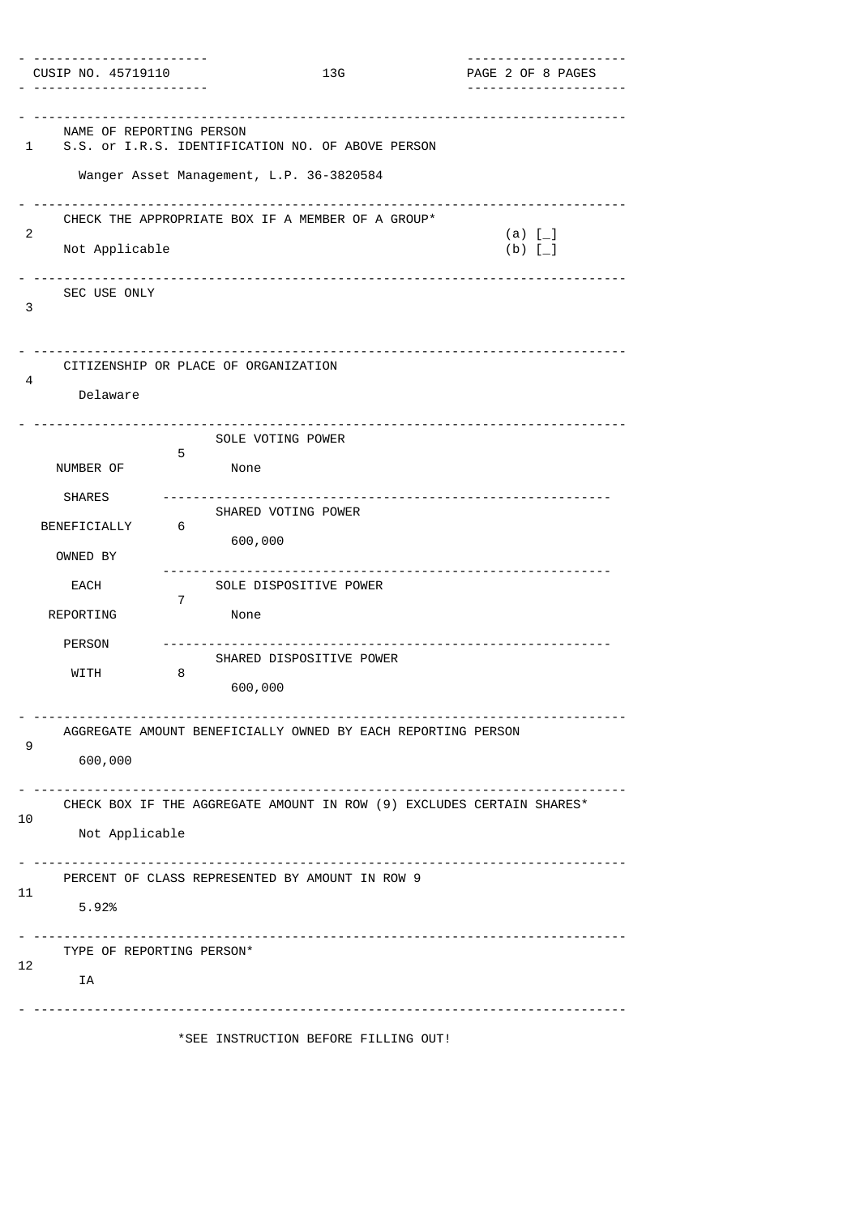| CUSIP NO. 45719110 | 13G | PAGE 2 OF 8 PAGES |
|---|---|---|

| | | |
|---|---|---|
| 1 | NAME OF REPORTING PERSON<br>S.S. or I.R.S. IDENTIFICATION NO. OF ABOVE PERSON<br><br>Wanger Asset Management, L.P. 36-3820584 | |
| 2 | CHECK THE APPROPRIATE BOX IF A MEMBER OF A GROUP*<br><br>Not Applicable | (a) [_]<br>(b) [_] |
| 3 | SEC USE ONLY | |
| 4 | CITIZENSHIP OR PLACE OF ORGANIZATION<br><br>Delaware | |

| NUMBER OF SHARES BENEFICIALLY OWNED BY EACH REPORTING PERSON WITH | | |
|---|---|---|
| | 5 | SOLE VOTING POWER<br><br>None |
| | 6 | SHARED VOTING POWER<br><br>600,000 |
| | 7 | SOLE DISPOSITIVE POWER<br><br>None |
| | 8 | SHARED DISPOSITIVE POWER<br><br>600,000 |

| | |
|---|---|
| 9 | AGGREGATE AMOUNT BENEFICIALLY OWNED BY EACH REPORTING PERSON<br><br>600,000 |
| 10 | CHECK BOX IF THE AGGREGATE AMOUNT IN ROW (9) EXCLUDES CERTAIN SHARES*<br><br>Not Applicable |
| 11 | PERCENT OF CLASS REPRESENTED BY AMOUNT IN ROW 9<br><br>5.92% |
| 12 | TYPE OF REPORTING PERSON*<br><br>IA |

*SEE INSTRUCTION BEFORE FILLING OUT!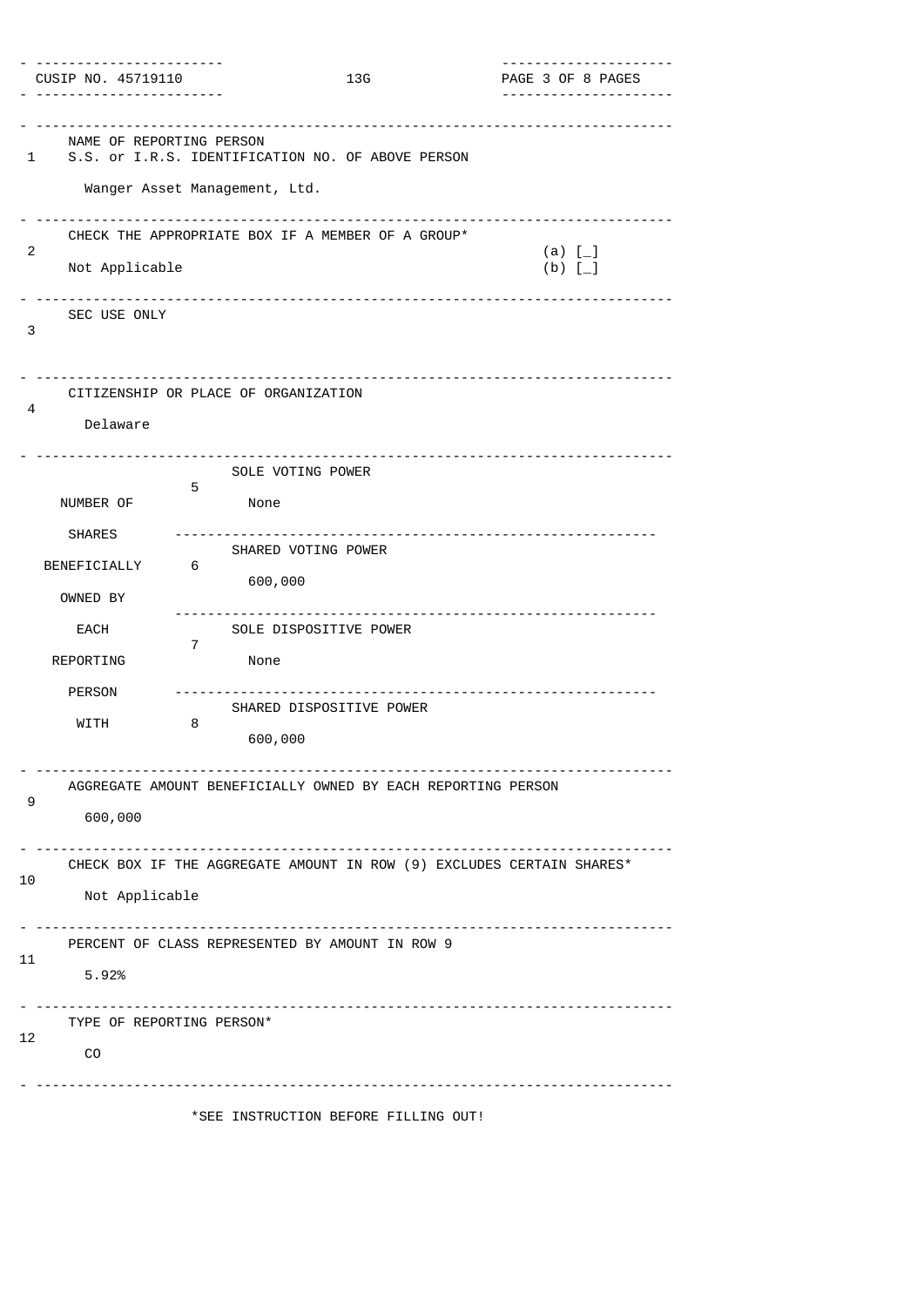| CUSIP NO. 45719110 | 13G | |
|---|---|---|

| | | |
|---|---|---|
| 1 | NAME OF REPORTING PERSON<br>S.S. or I.R.S. IDENTIFICATION NO. OF ABOVE PERSON<br><br>Wanger Asset Management, Ltd. | |
| 2 | CHECK THE APPROPRIATE BOX IF A MEMBER OF A GROUP*<br><br>Not Applicable | (a) [_]<br>(b) [_] |
| 3 | SEC USE ONLY | |
| 4 | CITIZENSHIP OR PLACE OF ORGANIZATION<br><br>Delaware | |

| NUMBER OF SHARES BENEFICIALLY OWNED BY EACH REPORTING PERSON WITH | | |
|---|---|---|
| | 5 | SOLE VOTING POWER<br><br>None |
| | 6 | SHARED VOTING POWER<br><br>600,000 |
| | 7 | SOLE DISPOSITIVE POWER<br><br>None |
| | 8 | SHARED DISPOSITIVE POWER<br><br>600,000 |

| | |
|---|---|
| 9 | AGGREGATE AMOUNT BENEFICIALLY OWNED BY EACH REPORTING PERSON<br><br>600,000 |
| 10 | CHECK BOX IF THE AGGREGATE AMOUNT IN ROW (9) EXCLUDES CERTAIN SHARES*<br><br>Not Applicable |
| 11 | PERCENT OF CLASS REPRESENTED BY AMOUNT IN ROW 9<br><br>5.92% |
| 12 | TYPE OF REPORTING PERSON*<br><br>CO |

*SEE INSTRUCTION BEFORE FILLING OUT!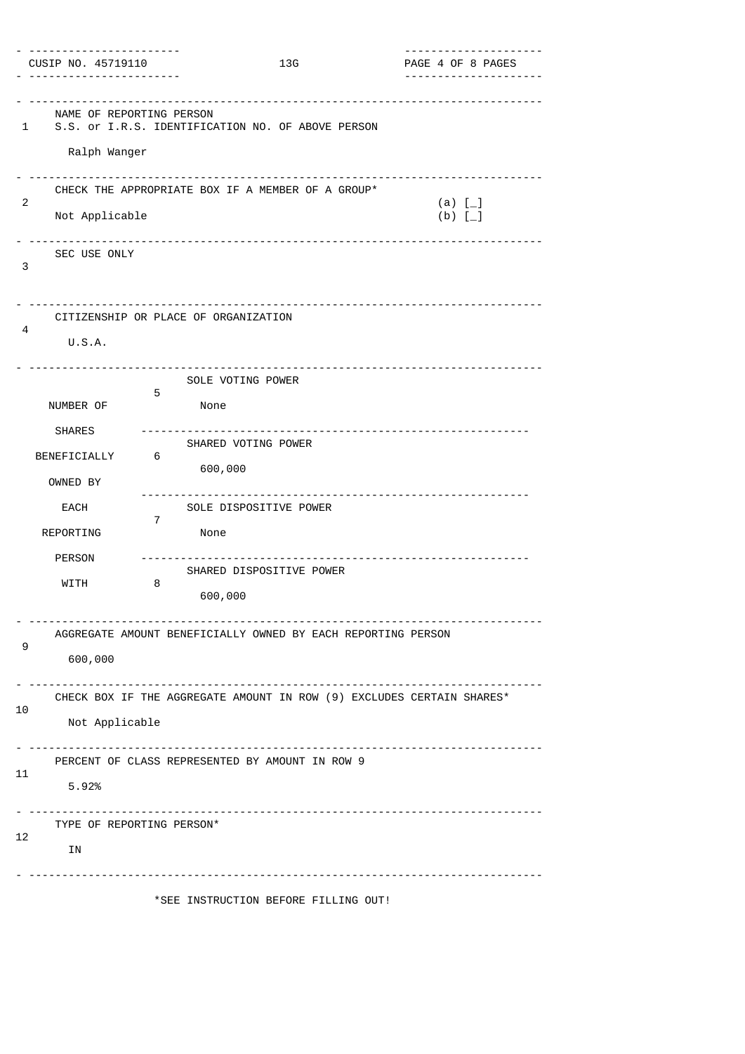| CUSIP NO. 45719110 | 13G | |
|---|---|---|

| | | |
|---|---|---|
| 1 | NAME OF REPORTING PERSON<br>S.S. or I.R.S. IDENTIFICATION NO. OF ABOVE PERSON<br><br>Ralph Wanger | |
| 2 | CHECK THE APPROPRIATE BOX IF A MEMBER OF A GROUP*<br><br>Not Applicable | (a) [_]<br>(b) [_] |
| 3 | SEC USE ONLY | |
| 4 | CITIZENSHIP OR PLACE OF ORGANIZATION<br><br>U.S.A. | |

| NUMBER OF SHARES BENEFICIALLY OWNED BY EACH REPORTING PERSON WITH | | |
|---|---|---|
| | 5 | SOLE VOTING POWER<br><br>None |
| | 6 | SHARED VOTING POWER<br><br>600,000 |
| | 7 | SOLE DISPOSITIVE POWER<br><br>None |
| | 8 | SHARED DISPOSITIVE POWER<br><br>600,000 |

| | |
|---|---|
| 9 | AGGREGATE AMOUNT BENEFICIALLY OWNED BY EACH REPORTING PERSON<br><br>600,000 |
| 10 | CHECK BOX IF THE AGGREGATE AMOUNT IN ROW (9) EXCLUDES CERTAIN SHARES*<br><br>Not Applicable |
| 11 | PERCENT OF CLASS REPRESENTED BY AMOUNT IN ROW 9<br><br>5.92% |
| 12 | TYPE OF REPORTING PERSON*<br><br>IN |

*SEE INSTRUCTION BEFORE FILLING OUT!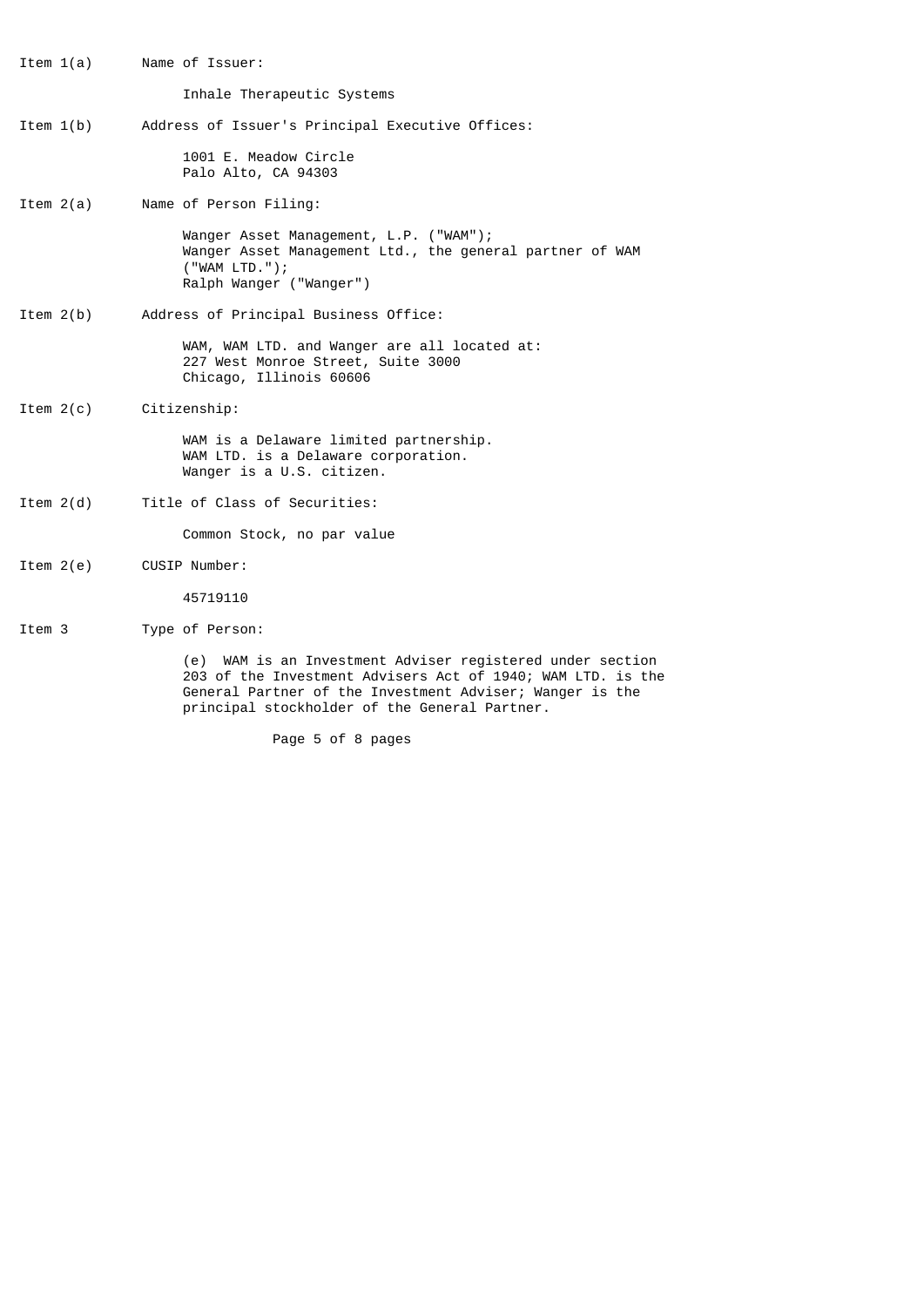Item 1(a) Name of Issuer:

Inhale Therapeutic Systems

Item 1(b) Address of Issuer's Principal Executive Offices:

1001 E. Meadow Circle
Palo Alto, CA 94303

Item 2(a) Name of Person Filing:

Wanger Asset Management, L.P. ("WAM");
Wanger Asset Management Ltd., the general partner of WAM ("WAM LTD.");
Ralph Wanger ("Wanger")

Item 2(b) Address of Principal Business Office:

WAM, WAM LTD. and Wanger are all located at:
227 West Monroe Street, Suite 3000
Chicago, Illinois 60606

Item 2(c) Citizenship:

WAM is a Delaware limited partnership.
WAM LTD. is a Delaware corporation.
Wanger is a U.S. citizen.

Item 2(d) Title of Class of Securities:

Common Stock, no par value

Item 2(e) CUSIP Number:

45719110

Item 3 Type of Person:

(e) WAM is an Investment Adviser registered under section 203 of the Investment Advisers Act of 1940; WAM LTD. is the General Partner of the Investment Adviser; Wanger is the principal stockholder of the General Partner.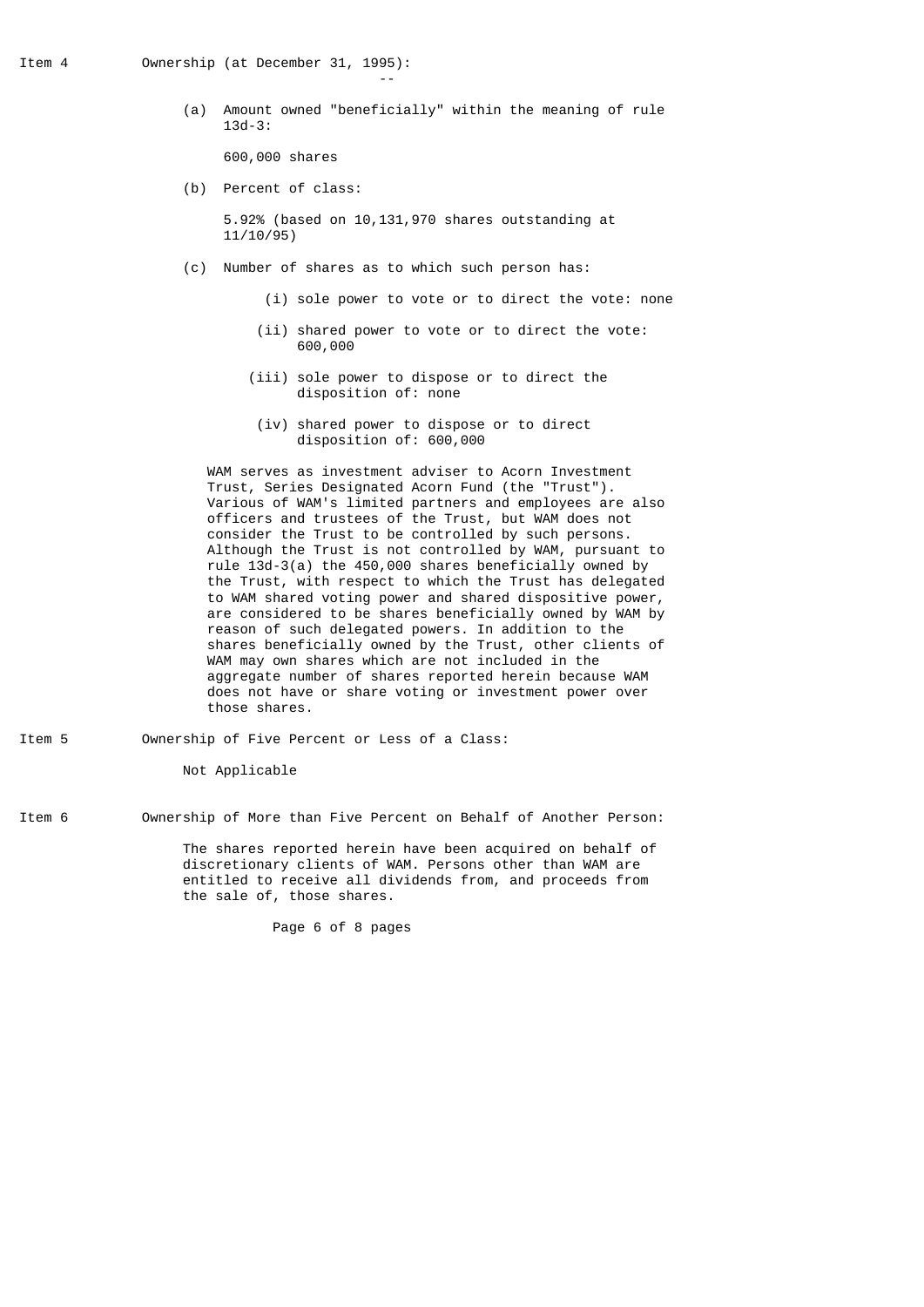Item 4 Ownership (at December 31, 1995):

(a) Amount owned "beneficially" within the meaning of rule 13d-3:

600,000 shares

(b) Percent of class:

5.92% (based on 10,131,970 shares outstanding at 11/10/95)

(c) Number of shares as to which such person has:

(i) sole power to vote or to direct the vote: none

(ii) shared power to vote or to direct the vote: 600,000

(iii) sole power to dispose or to direct the disposition of: none

(iv) shared power to dispose or to direct disposition of: 600,000

WAM serves as investment adviser to Acorn Investment Trust, Series Designated Acorn Fund (the "Trust"). Various of WAM's limited partners and employees are also officers and trustees of the Trust, but WAM does not consider the Trust to be controlled by such persons. Although the Trust is not controlled by WAM, pursuant to rule 13d-3(a) the 450,000 shares beneficially owned by the Trust, with respect to which the Trust has delegated to WAM shared voting power and shared dispositive power, are considered to be shares beneficially owned by WAM by reason of such delegated powers. In addition to the shares beneficially owned by the Trust, other clients of WAM may own shares which are not included in the aggregate number of shares reported herein because WAM does not have or share voting or investment power over those shares.

Item 5 Ownership of Five Percent or Less of a Class:

Not Applicable

Item 6 Ownership of More than Five Percent on Behalf of Another Person:

The shares reported herein have been acquired on behalf of discretionary clients of WAM. Persons other than WAM are entitled to receive all dividends from, and proceeds from the sale of, those shares.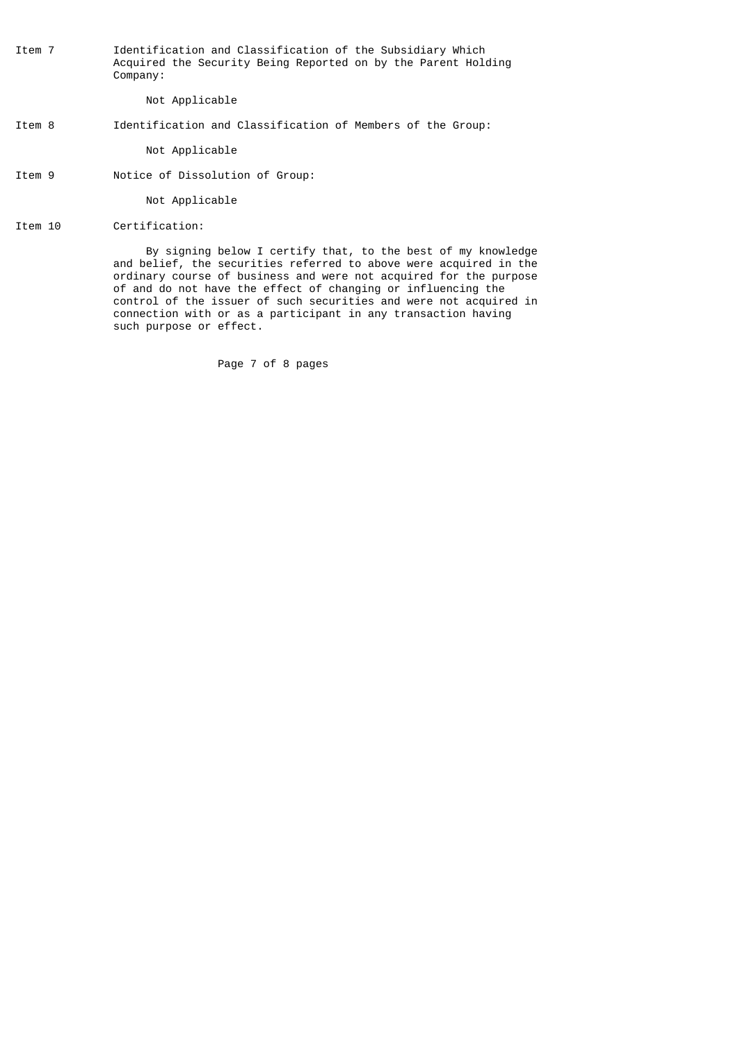Item 7 Identification and Classification of the Subsidiary Which Acquired the Security Being Reported on by the Parent Holding Company:

Not Applicable

Item 8 Identification and Classification of Members of the Group:

Not Applicable

Item 9 Notice of Dissolution of Group:

Not Applicable

Item 10 Certification:

By signing below I certify that, to the best of my knowledge and belief, the securities referred to above were acquired in the ordinary course of business and were not acquired for the purpose of and do not have the effect of changing or influencing the control of the issuer of such securities and were not acquired in connection with or as a participant in any transaction having such purpose or effect.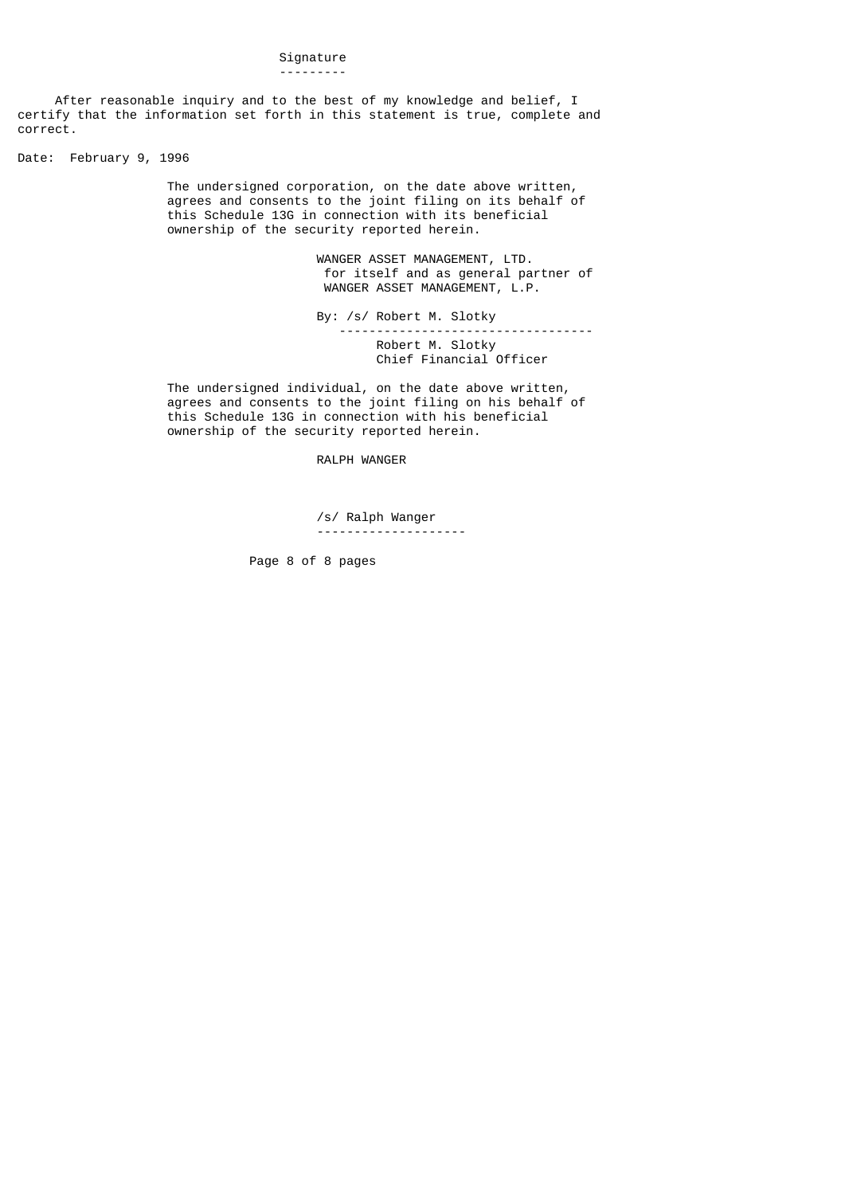## Signature

After reasonable inquiry and to the best of my knowledge and belief, I certify that the information set forth in this statement is true, complete and correct.

Date: February 9, 1996

The undersigned corporation, on the date above written, agrees and consents to the joint filing on its behalf of this Schedule 13G in connection with its beneficial ownership of the security reported herein.

WANGER ASSET MANAGEMENT, LTD.
for itself and as general partner of
WANGER ASSET MANAGEMENT, L.P.

By: /s/ Robert M. Slotky

Robert M. Slotky
Chief Financial Officer

The undersigned individual, on the date above written, agrees and consents to the joint filing on his behalf of this Schedule 13G in connection with his beneficial ownership of the security reported herein.

RALPH WANGER

/s/ Ralph Wanger